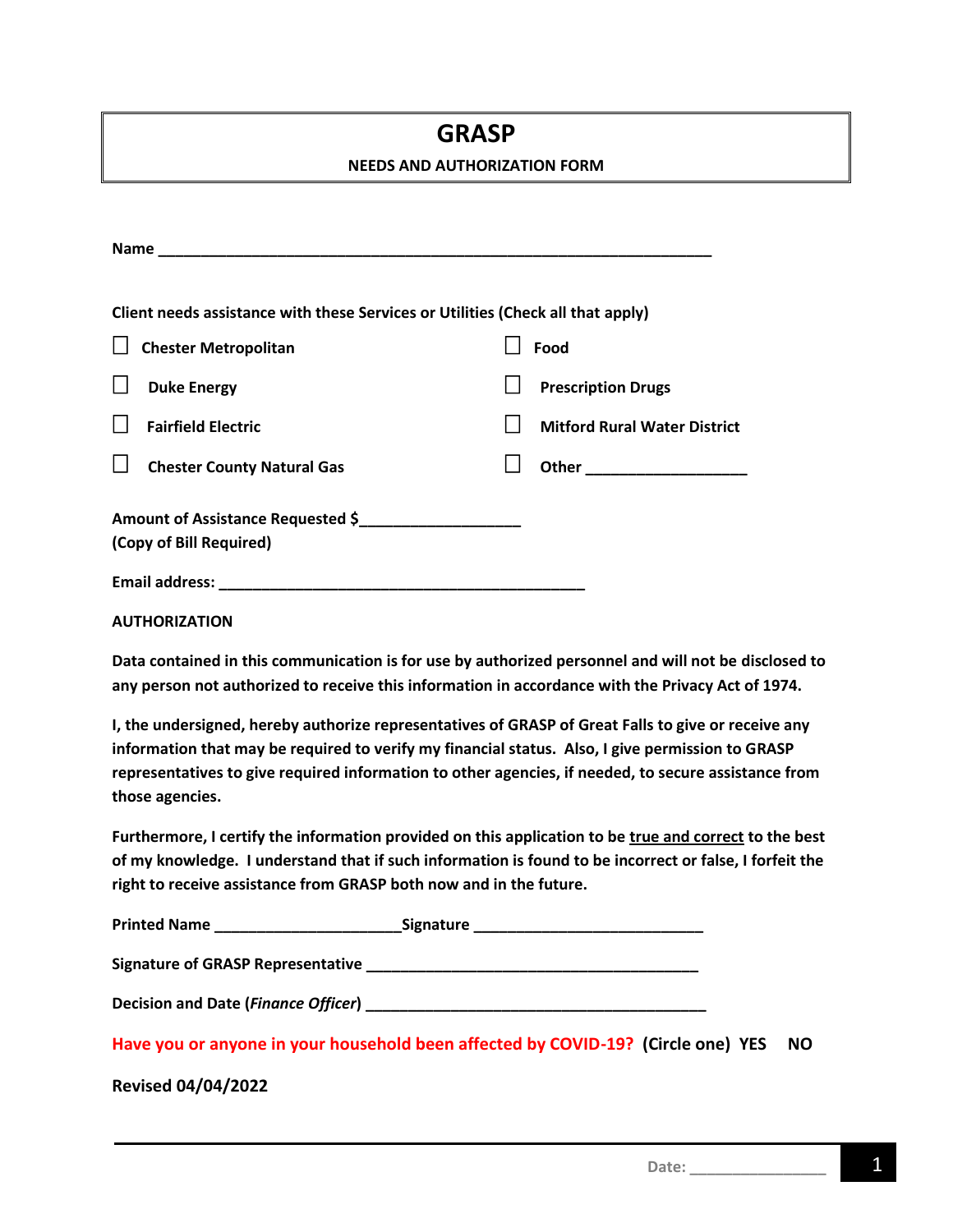# GRASP

**NEEDS AND AUTHORIZATION FORM**

**Name** ___________________________________________________________________

**Client needs assistance with these Services or Utilities (Check all that apply)**

- ☐ **Chester Metropolitan**
- ☐ **Duke Energy**
- ☐ **Fairfield Electric**
- ☐ **Chester County Natural Gas**
- ☐ **Food**
- ☐ **Prescription Drugs**
- ☐ **Mitford Rural Water District**
- ☐ **Other** ___________________

**Amount of Assistance Requested $**___________________
**(Copy of Bill Required)**

**Email address:** ____________________________________________

**AUTHORIZATION**

**Data contained in this communication is for use by authorized personnel and will not be disclosed to any person not authorized to receive this information in accordance with the Privacy Act of 1974.**

**I, the undersigned, hereby authorize representatives of GRASP of Great Falls to give or receive any information that may be required to verify my financial status. Also, I give permission to GRASP representatives to give required information to other agencies, if needed, to secure assistance from those agencies.**

**Furthermore, I certify the information provided on this application to be <u>true and correct</u> to the best of my knowledge. I understand that if such information is found to be incorrect or false, I forfeit the right to receive assistance from GRASP both now and in the future.**

**Printed Name** _____________________ **Signature** ___________________________

**Signature of GRASP Representative** _______________________________________

**Decision and Date (*Finance Officer*)** _______________________________________

**Have you or anyone in your household been affected by COVID-19? (Circle one) YES NO**

**Revised 04/04/2022**

**Date:** _______________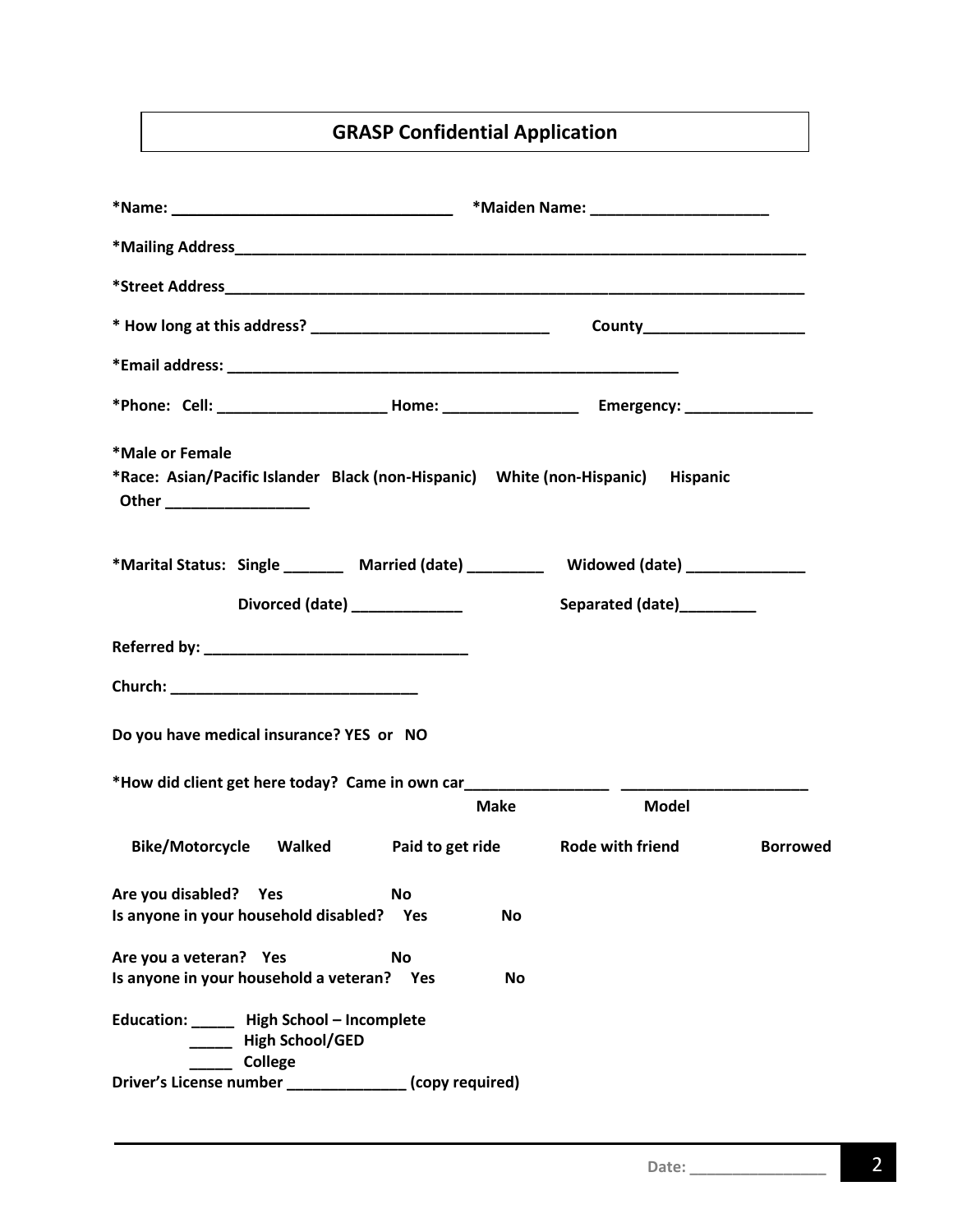# GRASP Confidential Application

**\*Name: ________________________________ \*Maiden Name: ____________________**

**\*Mailing Address_____________________________________________________________________**

**\*Street Address______________________________________________________________________**

**\* How long at this address? ___________________________ County___________________**

**\*Email address: ____________________________________________________**

**\*Phone: Cell: ___________________ Home: _______________ Emergency: ______________**

**\*Male or Female**

**\*Race: Asian/Pacific Islander Black (non-Hispanic) White (non-Hispanic) Hispanic Other ________________**

**\*Marital Status: Single _______ Married (date) _________ Widowed (date) _____________**

**Divorced (date) _____________ Separated (date)_________**

**Referred by: ______________________________**

**Church: ____________________________**

**Do you have medical insurance? YES or NO**

**\*How did client get here today? Came in own car_________________ _____________________**

**Make Model**

**Bike/Motorcycle Walked Paid to get ride Rode with friend Borrowed**

**Are you disabled? Yes No**
**Is anyone in your household disabled? Yes No**

**Are you a veteran? Yes No**
**Is anyone in your household a veteran? Yes No**

**Education: _____ High School – Incomplete**
**_____ High School/GED**
**_____ College**
**Driver's License number ______________ (copy required)**

**Date: ________________**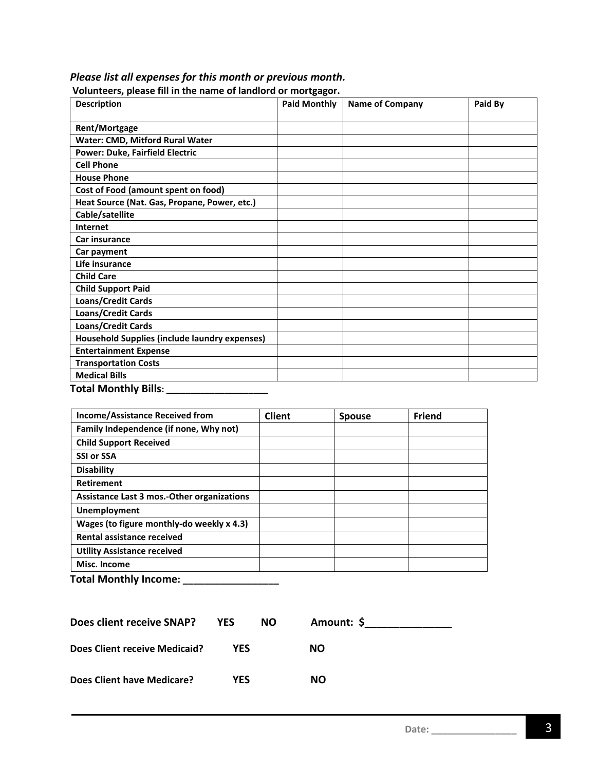***Please list all expenses for this month or previous month.***

**Volunteers, please fill in the name of landlord or mortgagor.**

| Description | Paid Monthly | Name of Company | Paid By |
|---|---|---|---|
| **Rent/Mortgage** | | | |
| **Water: CMD, Mitford Rural Water** | | | |
| **Power: Duke, Fairfield Electric** | | | |
| **Cell Phone** | | | |
| **House Phone** | | | |
| **Cost of Food (amount spent on food)** | | | |
| **Heat Source (Nat. Gas, Propane, Power, etc.)** | | | |
| **Cable/satellite** | | | |
| **Internet** | | | |
| **Car insurance** | | | |
| **Car payment** | | | |
| **Life insurance** | | | |
| **Child Care** | | | |
| **Child Support Paid** | | | |
| **Loans/Credit Cards** | | | |
| **Loans/Credit Cards** | | | |
| **Loans/Credit Cards** | | | |
| **Household Supplies (include laundry expenses)** | | | |
| **Entertainment Expense** | | | |
| **Transportation Costs** | | | |
| **Medical Bills** | | | |

**Total Monthly Bills: ___________________**

| Income/Assistance Received from | Client | Spouse | Friend |
|---|---|---|---|
| **Family Independence (if none, Why not)** | | | |
| **Child Support Received** | | | |
| **SSI or SSA** | | | |
| **Disability** | | | |
| **Retirement** | | | |
| **Assistance Last 3 mos.-Other organizations** | | | |
| **Unemployment** | | | |
| **Wages (to figure monthly-do weekly x 4.3)** | | | |
| **Rental assistance received** | | | |
| **Utility Assistance received** | | | |
| **Misc. Income** | | | |

**Total Monthly Income: _________________**

**Does client receive SNAP? YES NO Amount: $_______________**

**Does Client receive Medicaid? YES NO**

**Does Client have Medicare? YES NO**

**Date: ________________**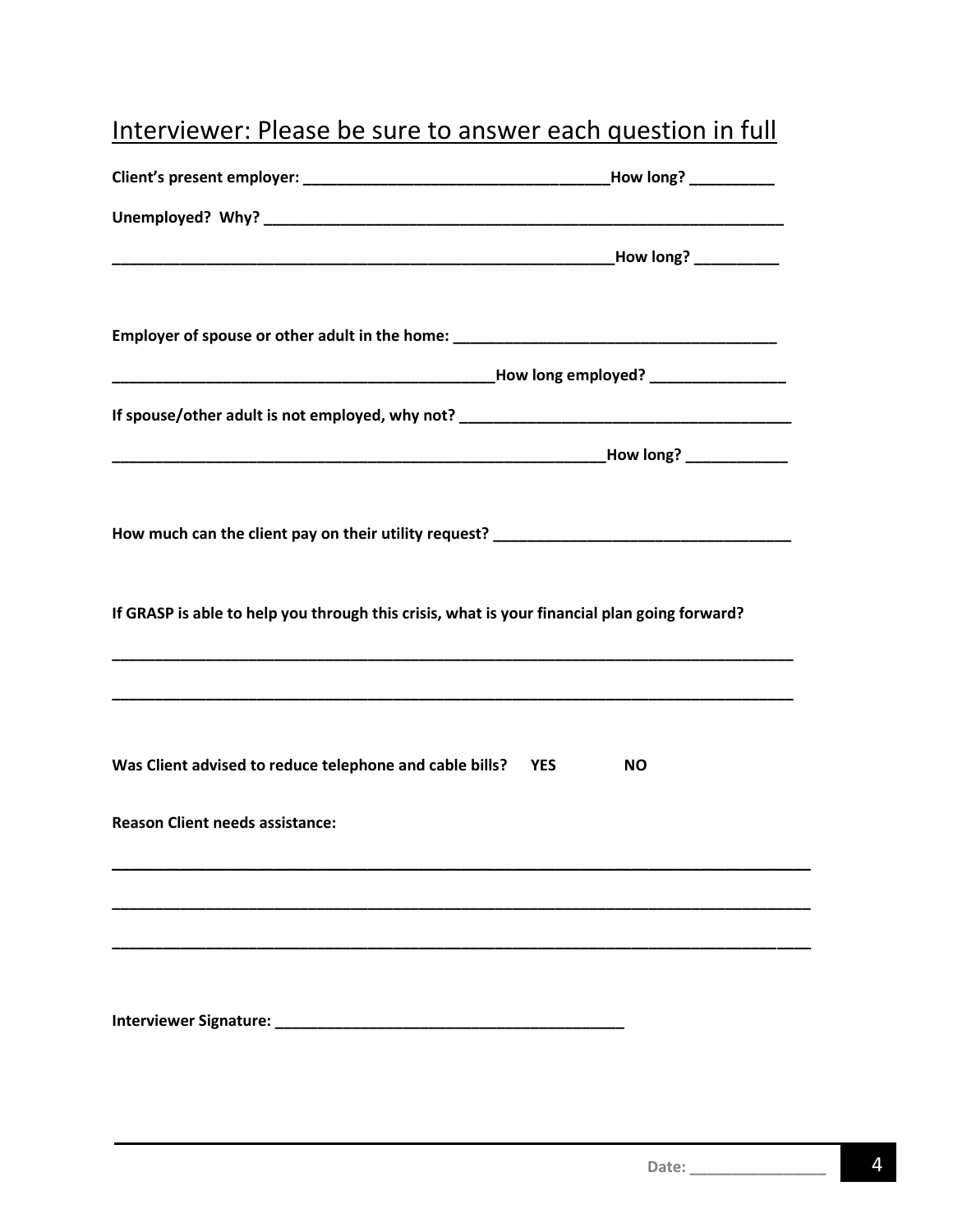## Interviewer: Please be sure to answer each question in full

**Client's present employer: ___________________________________How long? __________**

**Unemployed? Why? _____________________________________________________________**

**___________________________________________________________How long? __________**

**Employer of spouse or other adult in the home: _____________________________________**

**____________________________________________How long employed? ________________**

**If spouse/other adult is not employed, why not? ______________________________________**

**___________________________________________________________How long? ____________**

**How much can the client pay on their utility request? __________________________________**

**If GRASP is able to help you through this crisis, what is your financial plan going forward?**

**_______________________________________________________________________________**

**_______________________________________________________________________________**

**Was Client advised to reduce telephone and cable bills? YES NO**

**Reason Client needs assistance:**

**_______________________________________________________________________________**

**_______________________________________________________________________________**

**_______________________________________________________________________________**

**Interviewer Signature: ________________________________________**

**Date: ________________**